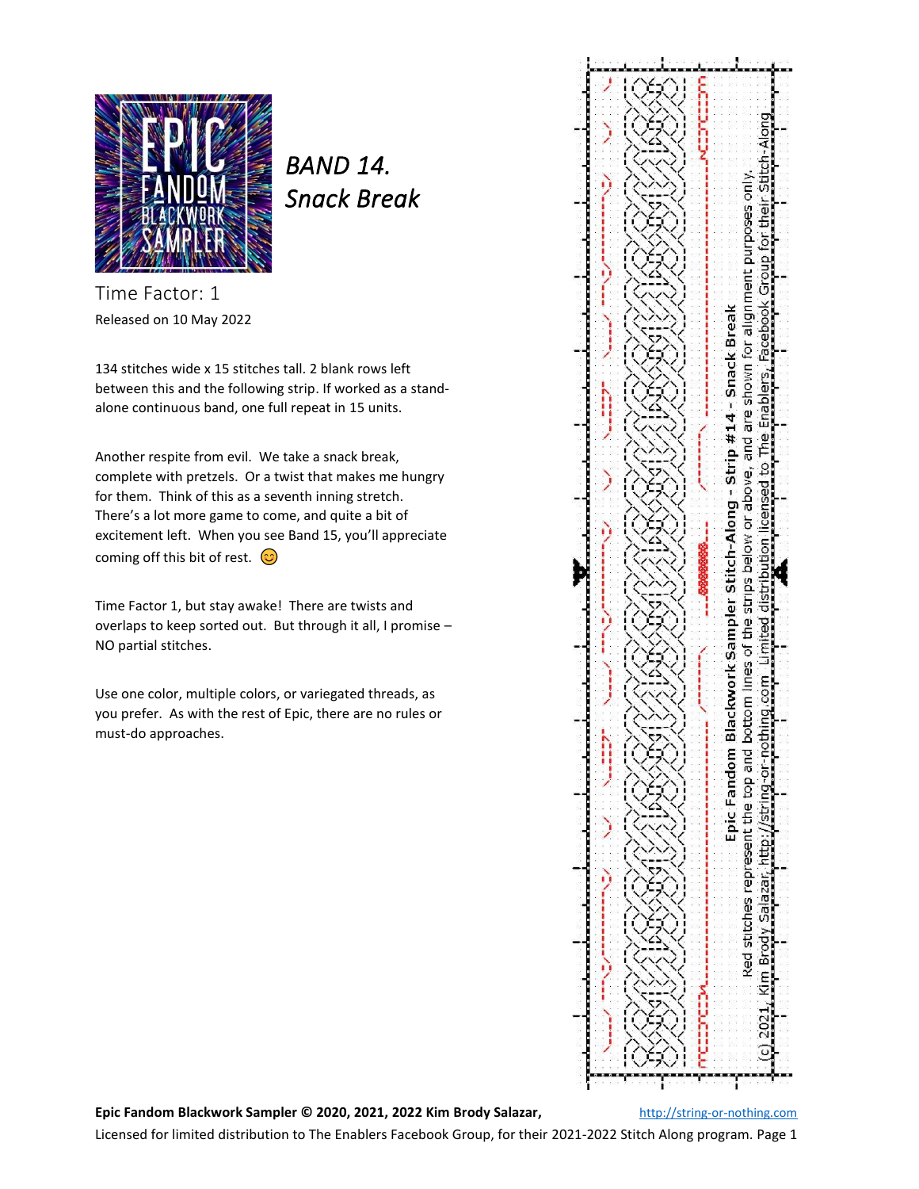# BAND 14. *Snack Break*

Time Factor: 1

Released on 10 May 2022

134 stitches wide x 15 stitches tall. 2 blank rows left between this and the following strip. If worked as a stand-alone continuous band, one full repeat in 15 units.

Another respite from evil. We take a snack break, complete with pretzels. Or a twist that makes me hungry for them. Think of this as a seventh inning stretch. There's a lot more game to come, and quite a bit of excitement left. When you see Band 15, you'll appreciate coming off this bit of rest. 😊

Time Factor 1, but stay awake! There are twists and overlaps to keep sorted out. But through it all, I promise – NO partial stitches.

Use one color, multiple colors, or variegated threads, as you prefer. As with the rest of Epic, there are no rules or must-do approaches.

Epic Fandom Blackwork Sampler Stitch-Along - Strip #14 - Snack Break

Red stitches represent the top and bottom lines of the strips below or above, and are shown for alignment purposes only.

(c) 2021, Kim Brody Salazar, http://string-or-nothing.com Limited distribution licensed to The Enablers, Facebook Group for their Stitch-Along

**Epic Fandom Blackwork Sampler © 2020, 2021, 2022 Kim Brody Salazar,** http://string-or-nothing.com

Licensed for limited distribution to The Enablers Facebook Group, for their 2021-2022 Stitch Along program.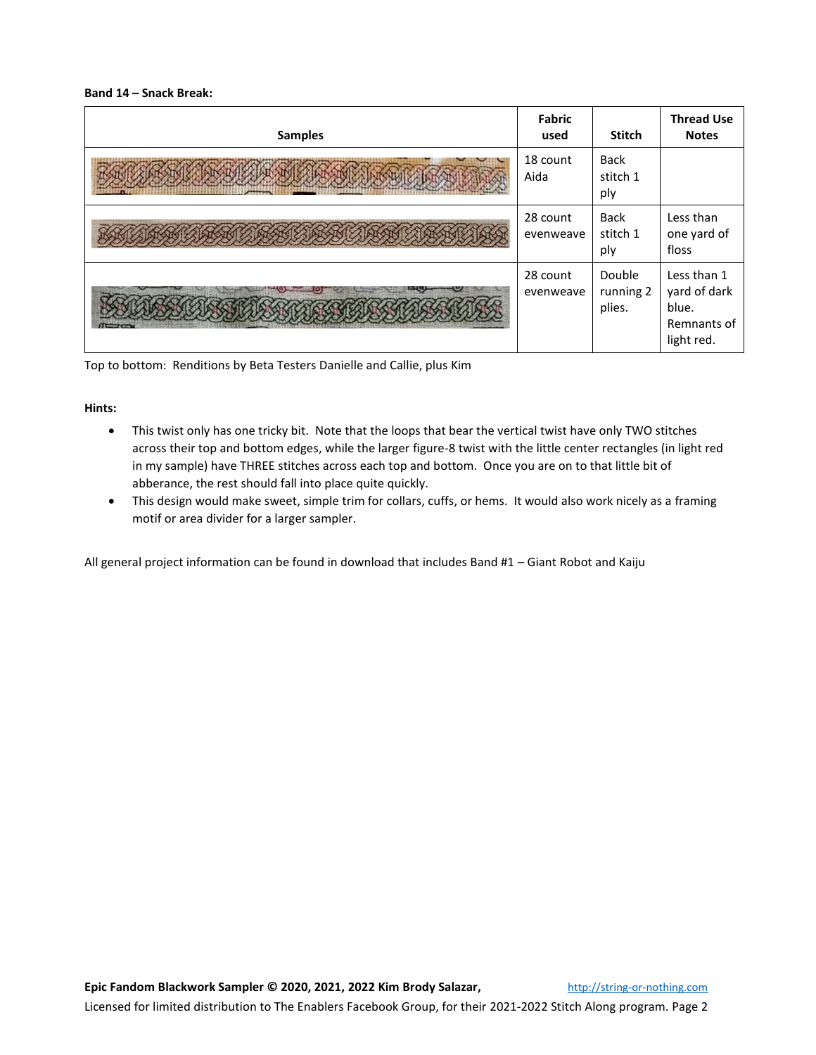**Band 14 – Snack Break:**

| Samples | Fabric used | Stitch | Thread Use Notes |
|---|---|---|---|
| | 18 count Aida | Back stitch 1 ply | |
| | 28 count evenweave | Back stitch 1 ply | Less than one yard of floss |
| | 28 count evenweave | Double running 2 plies. | Less than 1 yard of dark blue. Remnants of light red. |

Top to bottom: Renditions by Beta Testers Danielle and Callie, plus Kim

**Hints:**

- This twist only has one tricky bit. Note that the loops that bear the vertical twist have only TWO stitches across their top and bottom edges, while the larger figure-8 twist with the little center rectangles (in light red in my sample) have THREE stitches across each top and bottom. Once you are on to that little bit of abberance, the rest should fall into place quite quickly.
- This design would make sweet, simple trim for collars, cuffs, or hems. It would also work nicely as a framing motif or area divider for a larger sampler.

All general project information can be found in download that includes Band #1 – Giant Robot and Kaiju

**Epic Fandom Blackwork Sampler © 2020, 2021, 2022 Kim Brody Salazar,** http://string-or-nothing.com

Licensed for limited distribution to The Enablers Facebook Group, for their 2021-2022 Stitch Along program.